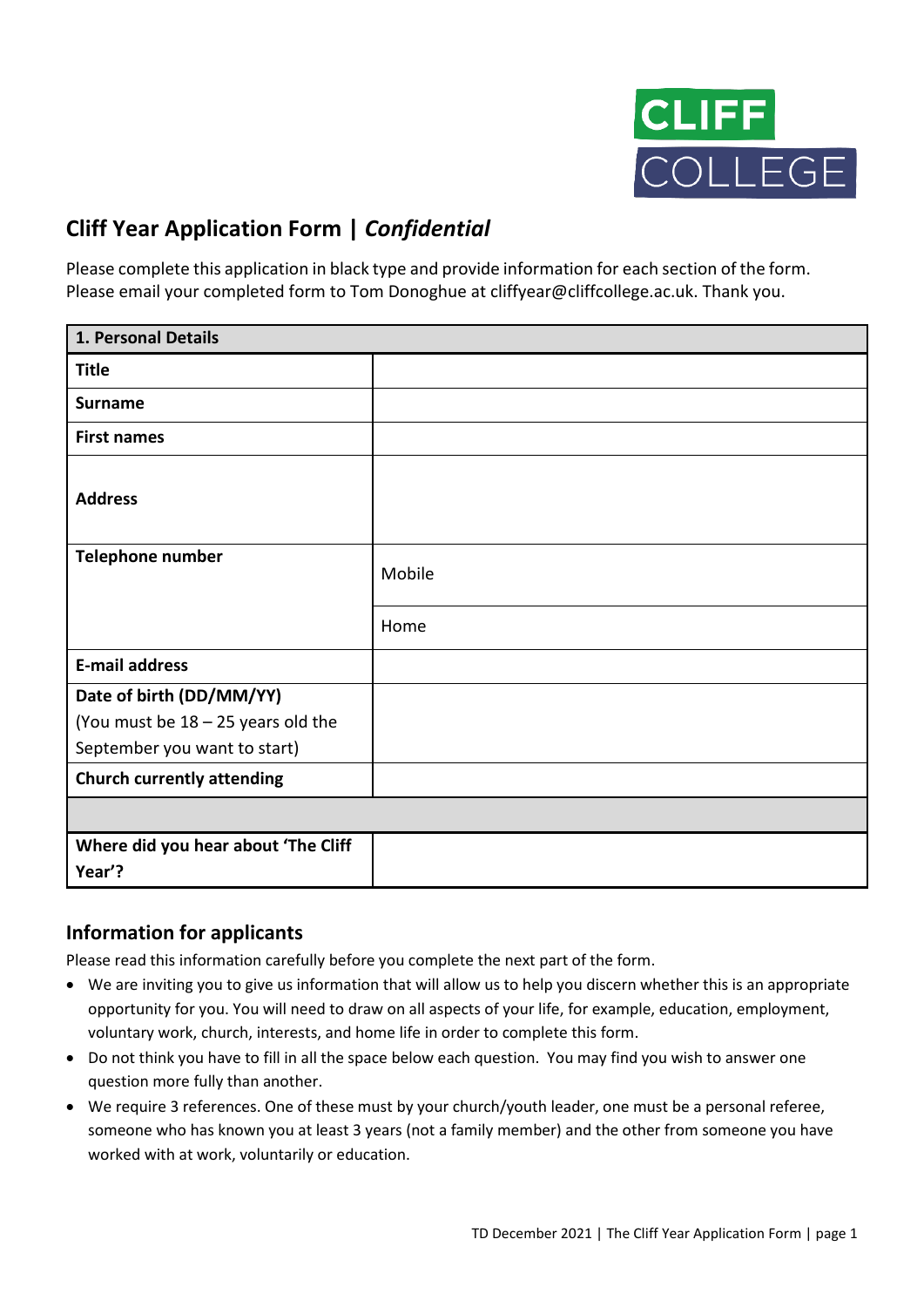CLIFF COLLEGE

## Cliff Year Application Form | *Confidential*

Please complete this application in black type and provide information for each section of the form. Please email your completed form to Tom Donoghue at cliffyear@cliffcollege.ac.uk. Thank you.

| **1. Personal Details** | |
|---|---|
| **Title** | |
| **Surname** | |
| **First names** | |
| **Address** | |
| **Telephone number** | Mobile |
| | Home |
| **E-mail address** | |
| **Date of birth (DD/MM/YY)** (You must be 18 – 25 years old the September you want to start) | |
| **Church currently attending** | |
| | |
| **Where did you hear about 'The Cliff Year'?** | |

### Information for applicants

Please read this information carefully before you complete the next part of the form.

- We are inviting you to give us information that will allow us to help you discern whether this is an appropriate opportunity for you. You will need to draw on all aspects of your life, for example, education, employment, voluntary work, church, interests, and home life in order to complete this form.
- Do not think you have to fill in all the space below each question. You may find you wish to answer one question more fully than another.
- We require 3 references. One of these must by your church/youth leader, one must be a personal referee, someone who has known you at least 3 years (not a family member) and the other from someone you have worked with at work, voluntarily or education.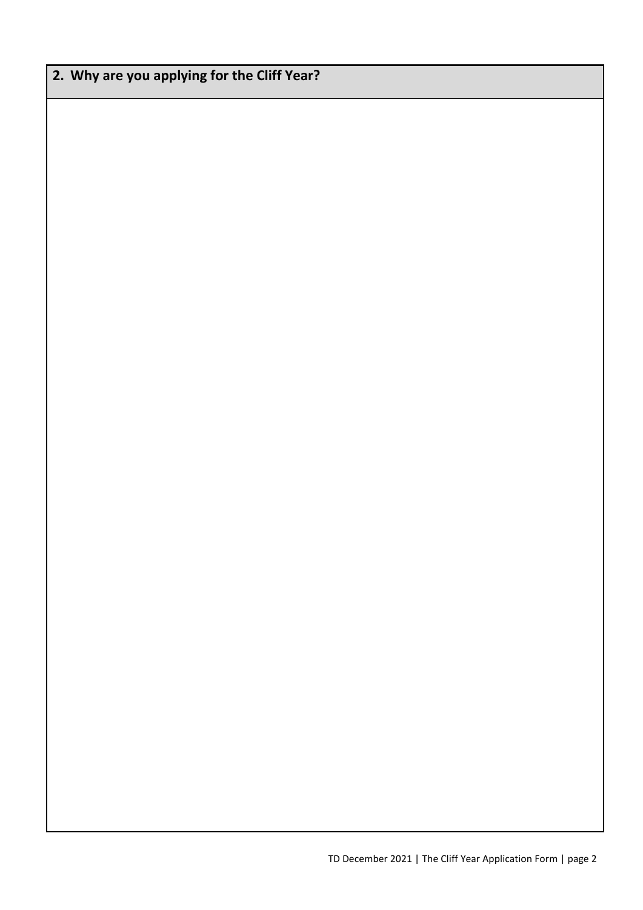## 2. Why are you applying for the Cliff Year?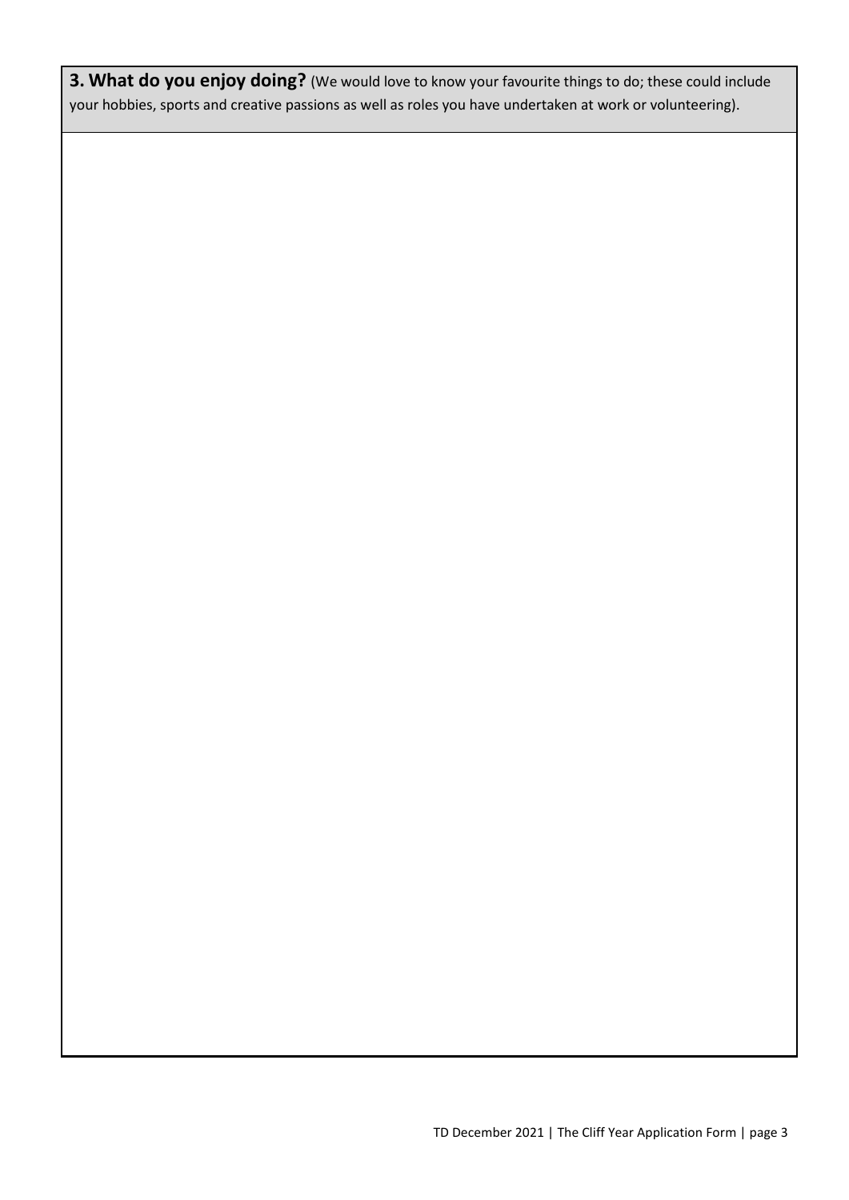**3. What do you enjoy doing?** (We would love to know your favourite things to do; these could include your hobbies, sports and creative passions as well as roles you have undertaken at work or volunteering).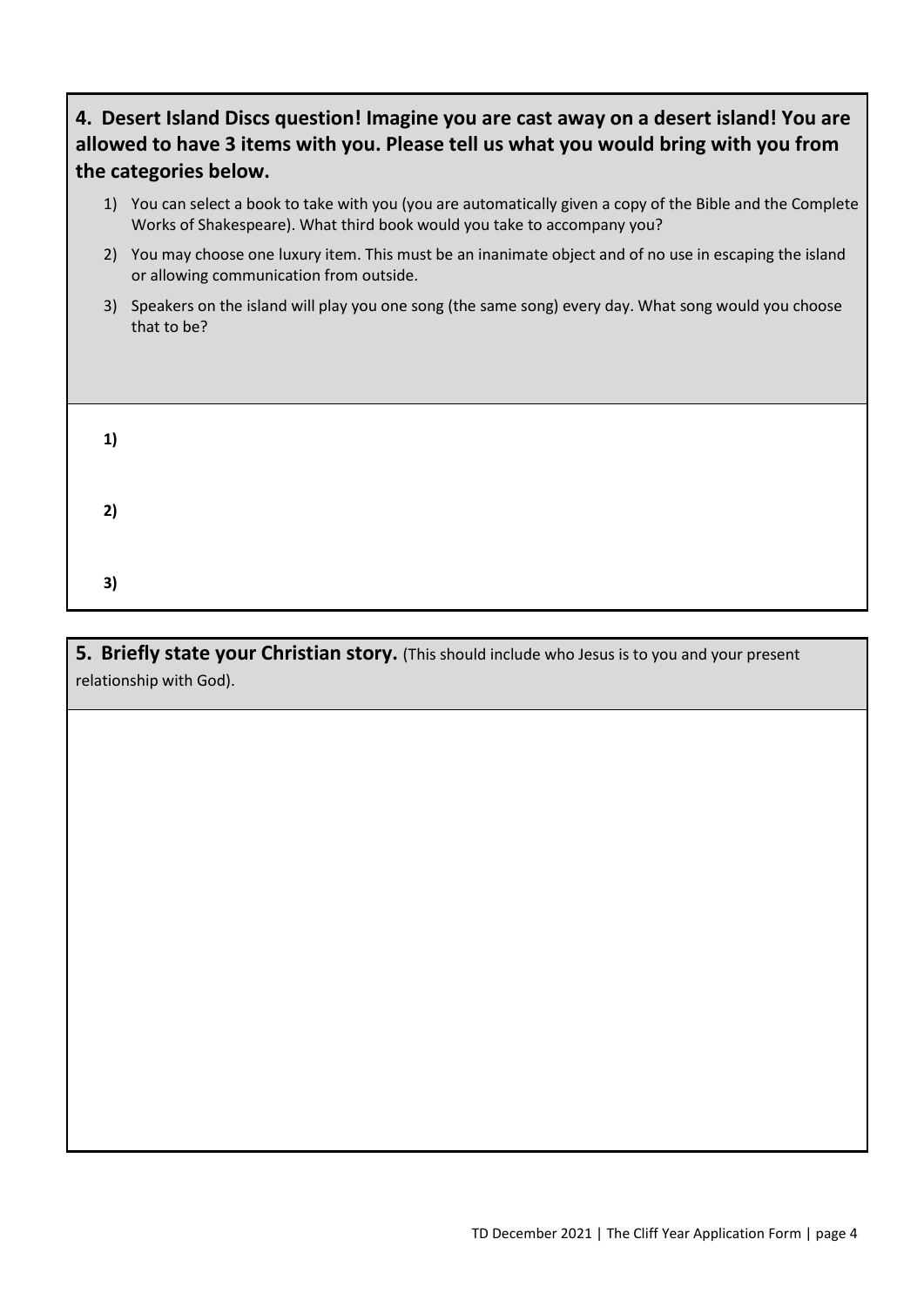**4. Desert Island Discs question! Imagine you are cast away on a desert island! You are allowed to have 3 items with you. Please tell us what you would bring with you from the categories below.**

1) You can select a book to take with you (you are automatically given a copy of the Bible and the Complete Works of Shakespeare). What third book would you take to accompany you?
2) You may choose one luxury item. This must be an inanimate object and of no use in escaping the island or allowing communication from outside.
3) Speakers on the island will play you one song (the same song) every day. What song would you choose that to be?

**1)**

**2)**

**3)**

**5. Briefly state your Christian story.** (This should include who Jesus is to you and your present relationship with God).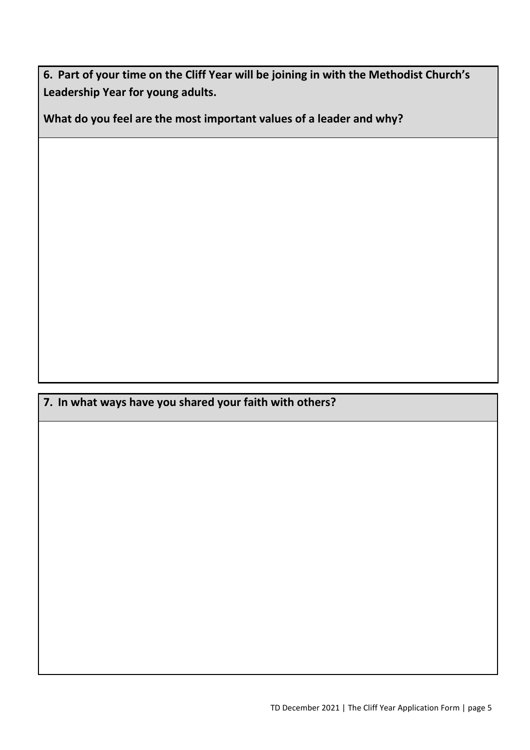**6. Part of your time on the Cliff Year will be joining in with the Methodist Church's Leadership Year for young adults.**

**What do you feel are the most important values of a leader and why?**

**7. In what ways have you shared your faith with others?**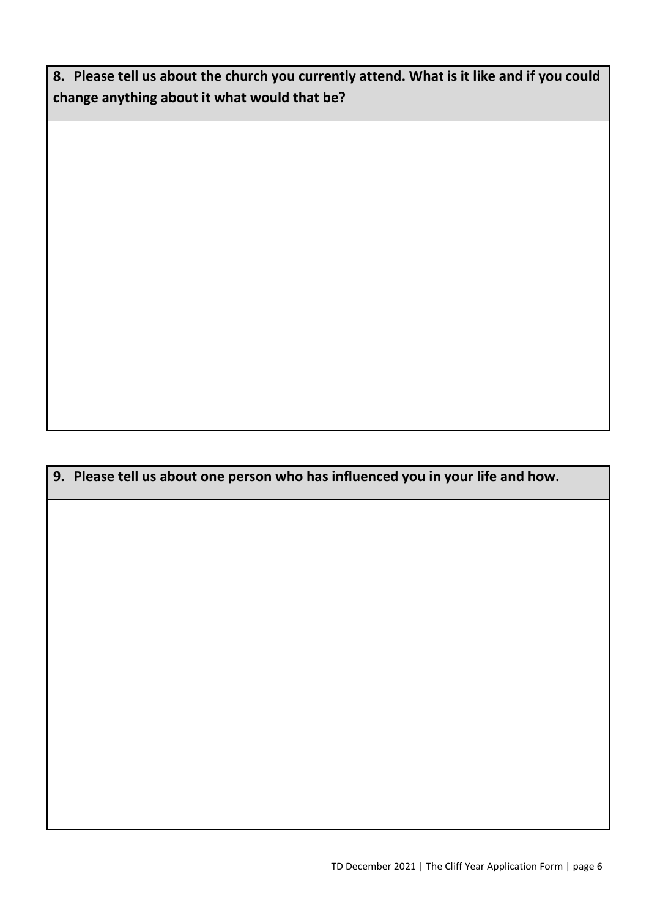**8. Please tell us about the church you currently attend. What is it like and if you could change anything about it what would that be?**

| |
|---|
| |

**9. Please tell us about one person who has influenced you in your life and how.**

| |
|---|
| |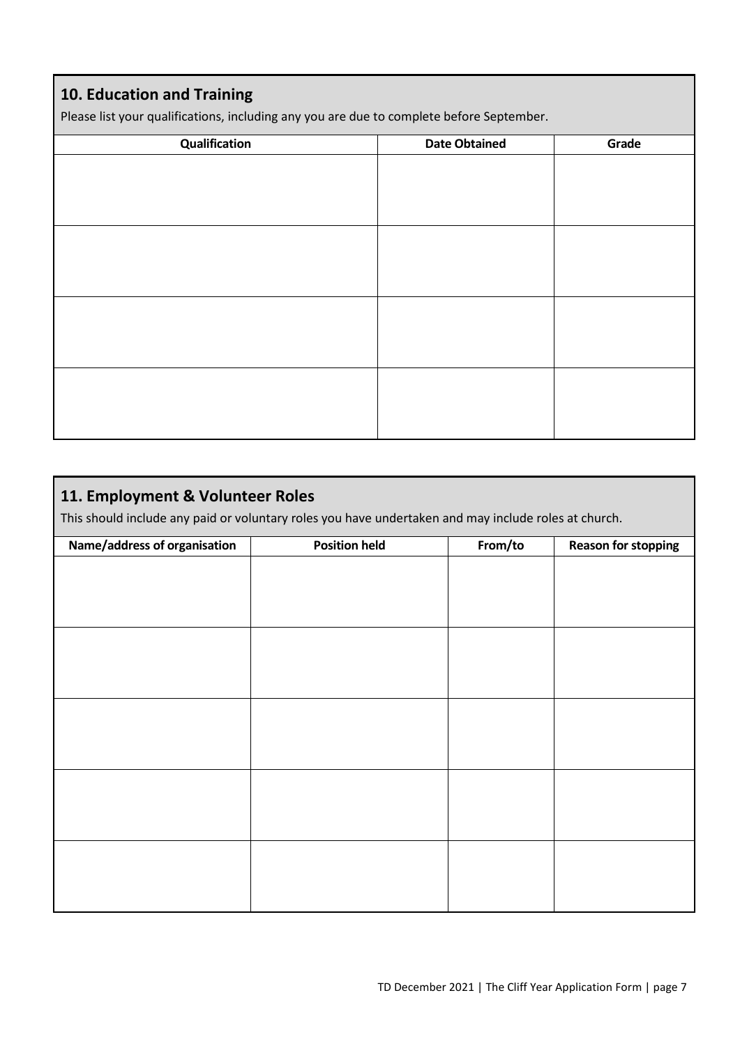## 10. Education and Training

Please list your qualifications, including any you are due to complete before September.

| Qualification | Date Obtained | Grade |
|---|---|---|
| | | |
| | | |
| | | |
| | | |

## 11. Employment & Volunteer Roles

This should include any paid or voluntary roles you have undertaken and may include roles at church.

| Name/address of organisation | Position held | From/to | Reason for stopping |
|---|---|---|---|
| | | | |
| | | | |
| | | | |
| | | | |
| | | | |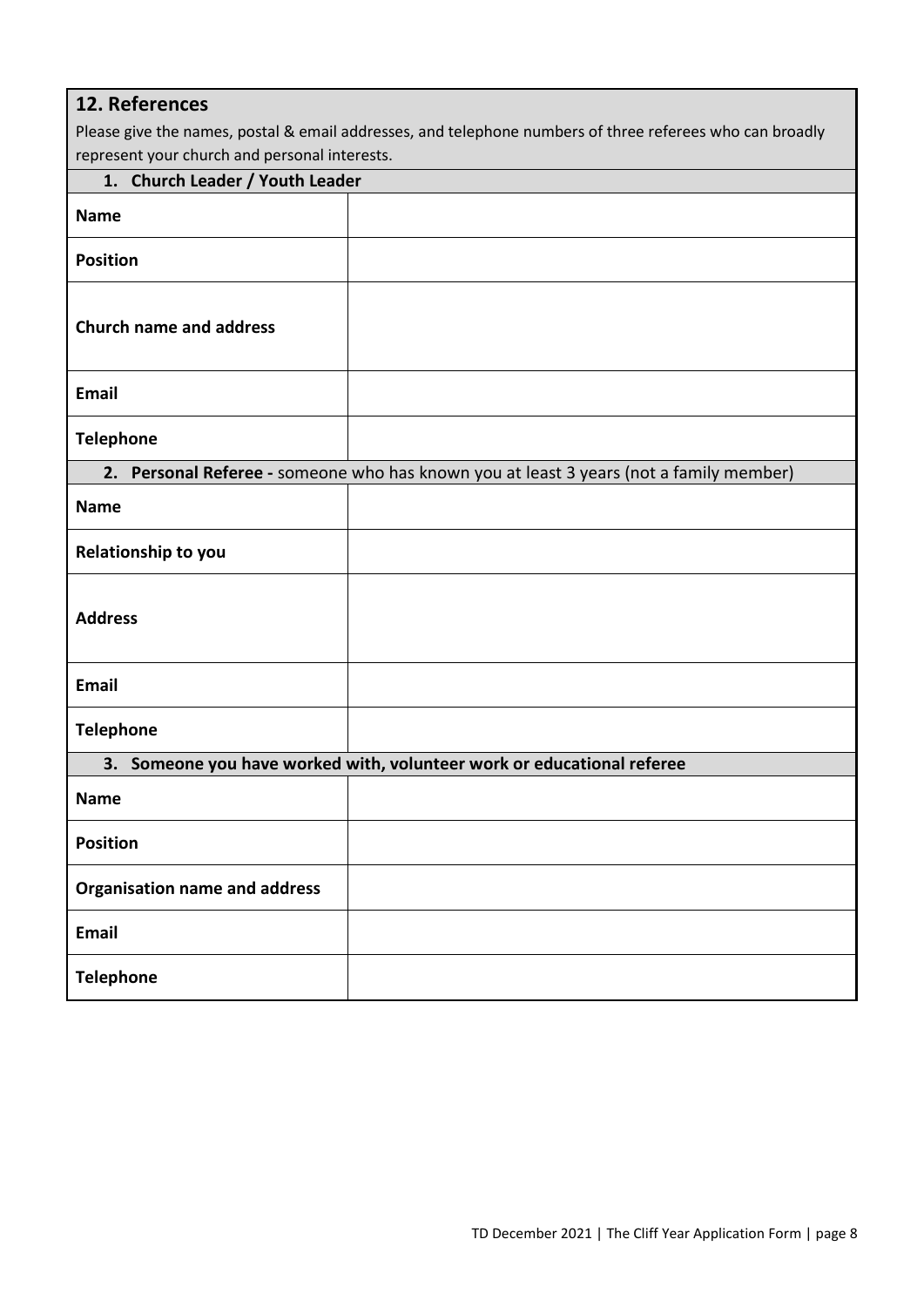## 12. References

Please give the names, postal & email addresses, and telephone numbers of three referees who can broadly represent your church and personal interests.

| **1. Church Leader / Youth Leader** | |
|---|---|
| **Name** | |
| **Position** | |
| **Church name and address** | |
| **Email** | |
| **Telephone** | |
| **2. Personal Referee -** someone who has known you at least 3 years (not a family member) | |
| **Name** | |
| **Relationship to you** | |
| **Address** | |
| **Email** | |
| **Telephone** | |
| **3. Someone you have worked with, volunteer work or educational referee** | |
| **Name** | |
| **Position** | |
| **Organisation name and address** | |
| **Email** | |
| **Telephone** | |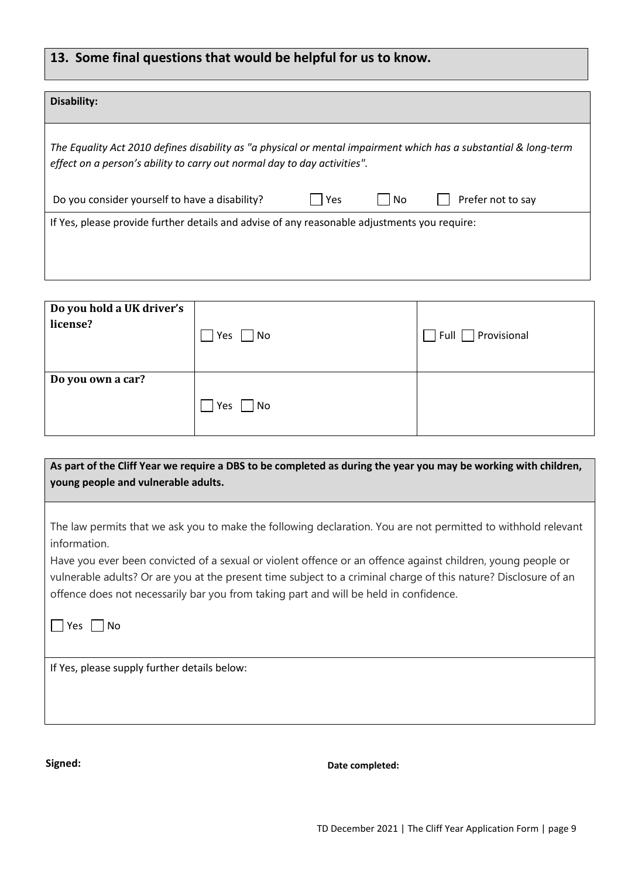## 13. Some final questions that would be helpful for us to know.

**Disability:**

*The Equality Act 2010 defines disability as "a physical or mental impairment which has a substantial & long-term effect on a person's ability to carry out normal day to day activities".*

Do you consider yourself to have a disability? ☐ Yes ☐ No ☐ Prefer not to say

If Yes, please provide further details and advise of any reasonable adjustments you require:

| | | |
|---|---|---|
| **Do you hold a UK driver's license?** | ☐ Yes ☐ No | ☐ Full ☐ Provisional |
| **Do you own a car?** | ☐ Yes ☐ No | |

**As part of the Cliff Year we require a DBS to be completed as during the year you may be working with children, young people and vulnerable adults.**

The law permits that we ask you to make the following declaration. You are not permitted to withhold relevant information.

Have you ever been convicted of a sexual or violent offence or an offence against children, young people or vulnerable adults? Or are you at the present time subject to a criminal charge of this nature? Disclosure of an offence does not necessarily bar you from taking part and will be held in confidence.

☐ Yes ☐ No

If Yes, please supply further details below:

**Signed:** **Date completed:**

TD December 2021 | The Cliff Year Application Form